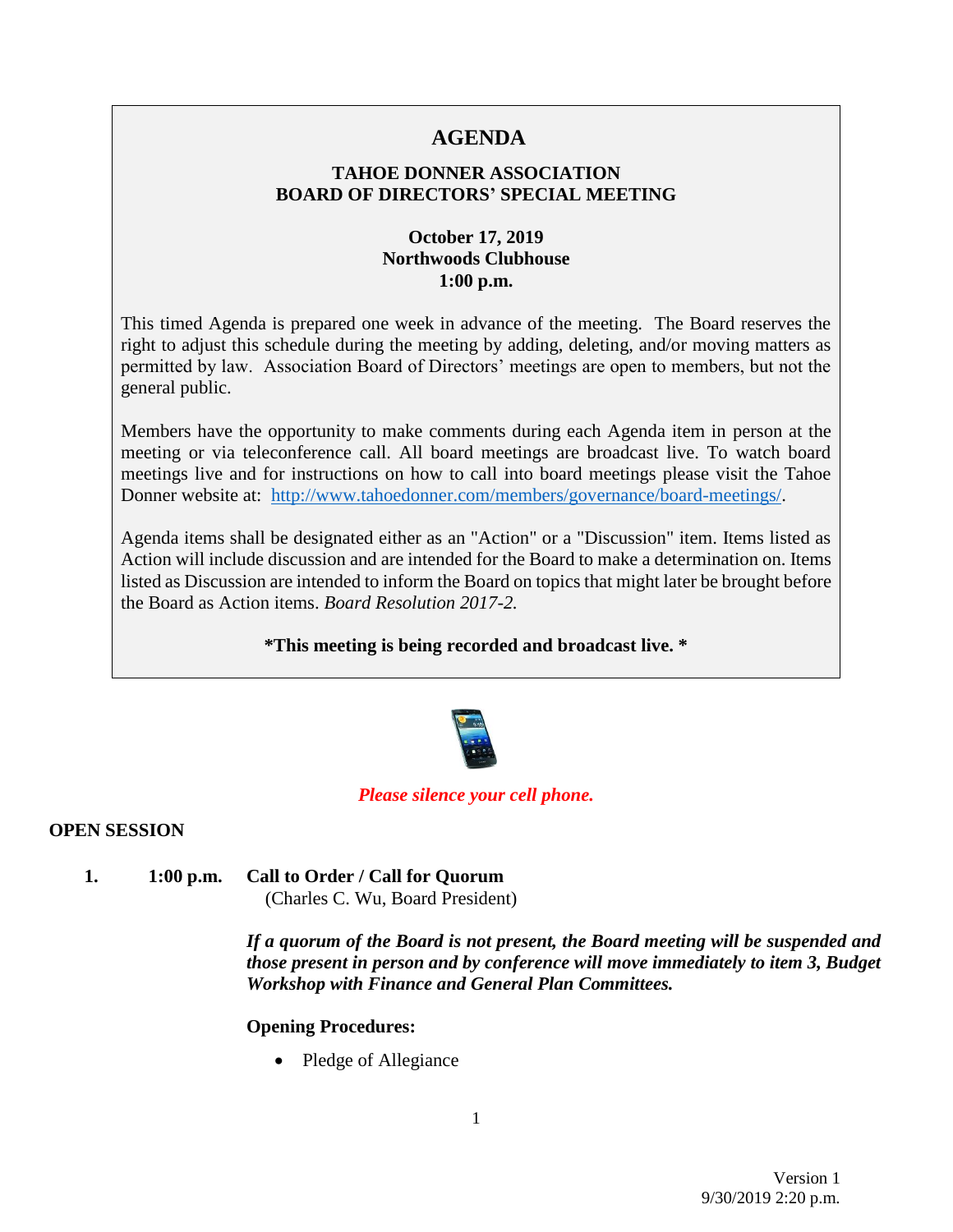# AGENDA

**TAHOE DONNER ASSOCIATION**
**BOARD OF DIRECTORS' SPECIAL MEETING**

**October 17, 2019**
**Northwoods Clubhouse**
**1:00 p.m.**

This timed Agenda is prepared one week in advance of the meeting. The Board reserves the right to adjust this schedule during the meeting by adding, deleting, and/or moving matters as permitted by law. Association Board of Directors' meetings are open to members, but not the general public.

Members have the opportunity to make comments during each Agenda item in person at the meeting or via teleconference call. All board meetings are broadcast live. To watch board meetings live and for instructions on how to call into board meetings please visit the Tahoe Donner website at: http://www.tahoedonner.com/members/governance/board-meetings/.

Agenda items shall be designated either as an "Action" or a "Discussion" item. Items listed as Action will include discussion and are intended for the Board to make a determination on. Items listed as Discussion are intended to inform the Board on topics that might later be brought before the Board as Action items. *Board Resolution 2017-2.*

**\*This meeting is being recorded and broadcast live. \***

*Please silence your cell phone.*

**OPEN SESSION**

**1. 1:00 p.m. Call to Order / Call for Quorum**
(Charles C. Wu, Board President)

***If a quorum of the Board is not present, the Board meeting will be suspended and those present in person and by conference will move immediately to item 3, Budget Workshop with Finance and General Plan Committees.***

**Opening Procedures:**

- Pledge of Allegiance

Version 1
9/30/2019 2:20 p.m.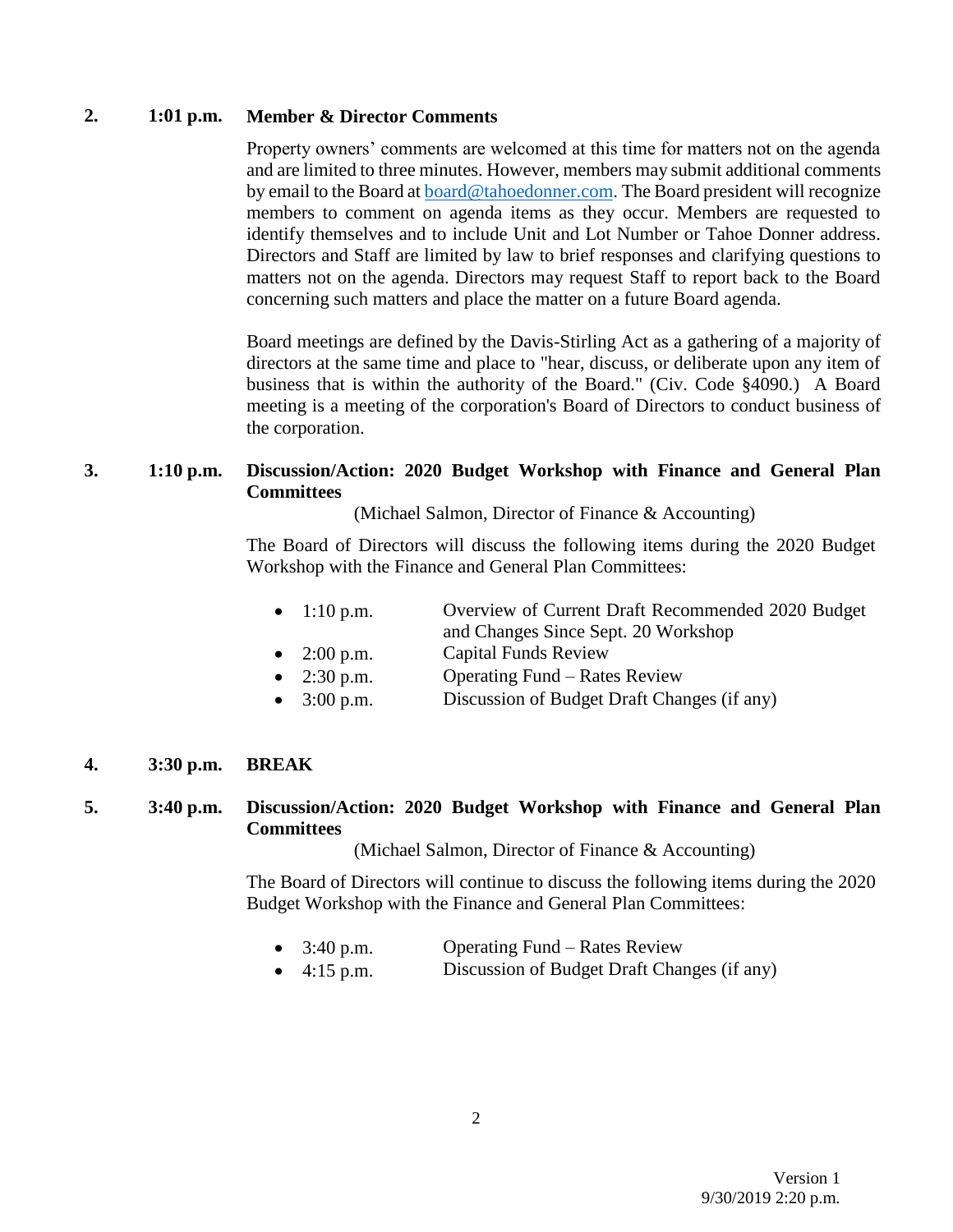**2.** **1:01 p.m.** **Member & Director Comments**

Property owners' comments are welcomed at this time for matters not on the agenda and are limited to three minutes. However, members may submit additional comments by email to the Board at board@tahoedonner.com. The Board president will recognize members to comment on agenda items as they occur. Members are requested to identify themselves and to include Unit and Lot Number or Tahoe Donner address. Directors and Staff are limited by law to brief responses and clarifying questions to matters not on the agenda. Directors may request Staff to report back to the Board concerning such matters and place the matter on a future Board agenda.

Board meetings are defined by the Davis-Stirling Act as a gathering of a majority of directors at the same time and place to "hear, discuss, or deliberate upon any item of business that is within the authority of the Board." (Civ. Code §4090.) A Board meeting is a meeting of the corporation's Board of Directors to conduct business of the corporation.

**3.** **1:10 p.m.** **Discussion/Action: 2020 Budget Workshop with Finance and General Plan Committees**

(Michael Salmon, Director of Finance & Accounting)

The Board of Directors will discuss the following items during the 2020 Budget Workshop with the Finance and General Plan Committees:

- 1:10 p.m. Overview of Current Draft Recommended 2020 Budget and Changes Since Sept. 20 Workshop
- 2:00 p.m. Capital Funds Review
- 2:30 p.m. Operating Fund – Rates Review
- 3:00 p.m. Discussion of Budget Draft Changes (if any)

**4.** **3:30 p.m.** **BREAK**

**5.** **3:40 p.m.** **Discussion/Action: 2020 Budget Workshop with Finance and General Plan Committees**

(Michael Salmon, Director of Finance & Accounting)

The Board of Directors will continue to discuss the following items during the 2020 Budget Workshop with the Finance and General Plan Committees:

- 3:40 p.m. Operating Fund – Rates Review
- 4:15 p.m. Discussion of Budget Draft Changes (if any)

Version 1
9/30/2019 2:20 p.m.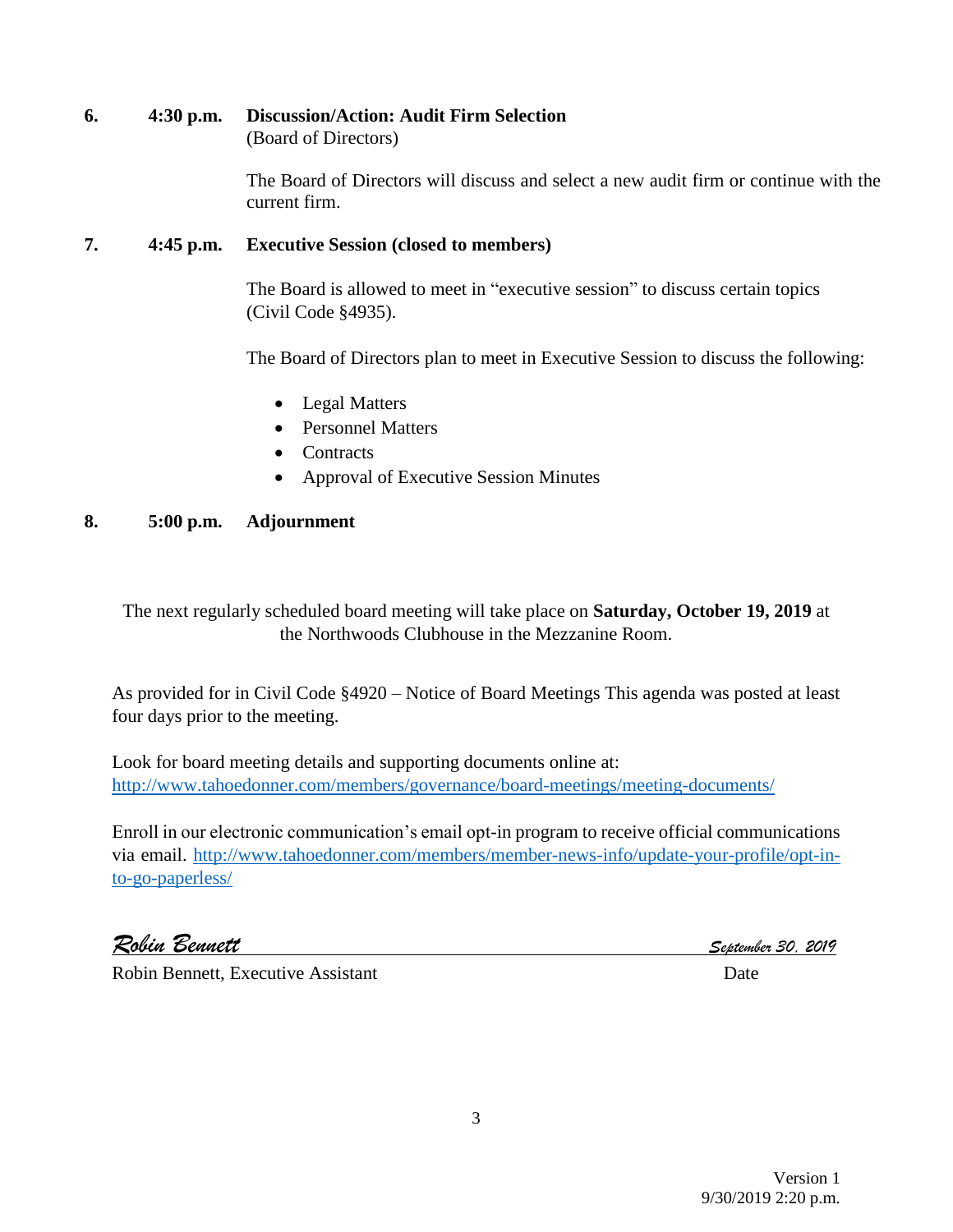**6. 4:30 p.m. Discussion/Action: Audit Firm Selection**
(Board of Directors)

The Board of Directors will discuss and select a new audit firm or continue with the current firm.

**7. 4:45 p.m. Executive Session (closed to members)**

The Board is allowed to meet in "executive session" to discuss certain topics (Civil Code §4935).

The Board of Directors plan to meet in Executive Session to discuss the following:

- Legal Matters
- Personnel Matters
- Contracts
- Approval of Executive Session Minutes

**8. 5:00 p.m. Adjournment**

The next regularly scheduled board meeting will take place on **Saturday, October 19, 2019** at the Northwoods Clubhouse in the Mezzanine Room.

As provided for in Civil Code §4920 – Notice of Board Meetings This agenda was posted at least four days prior to the meeting.

Look for board meeting details and supporting documents online at:
http://www.tahoedonner.com/members/governance/board-meetings/meeting-documents/

Enroll in our electronic communication's email opt-in program to receive official communications via email. http://www.tahoedonner.com/members/member-news-info/update-your-profile/opt-in-to-go-paperless/

*Robin Bennett* *September 30, 2019*

Robin Bennett, Executive Assistant Date

Version 1
9/30/2019 2:20 p.m.